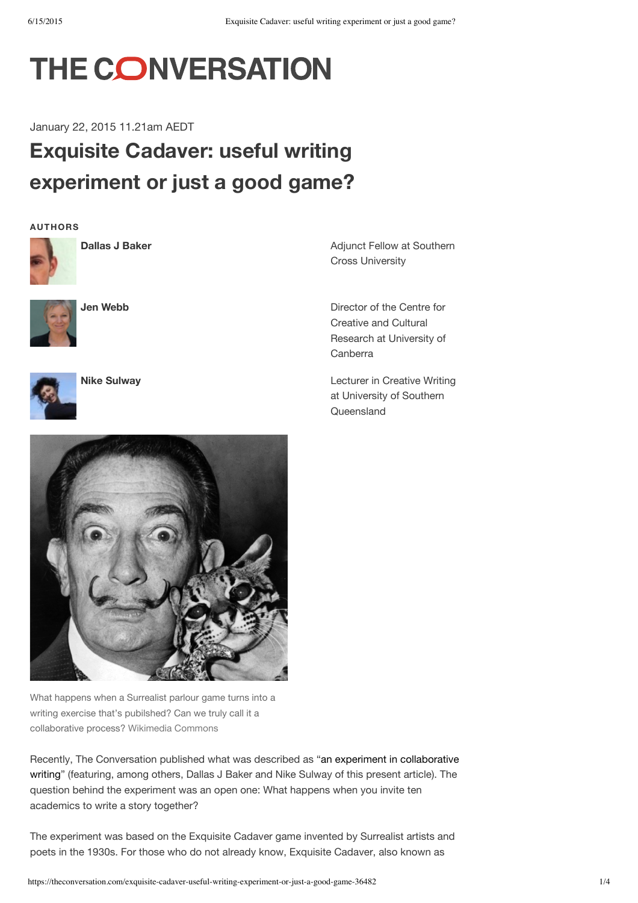# THE CONVERSATION

January 22, 2015 11.21am AEDT

# Exquisite Cadaver: useful writing experiment or just a good game?

**AUTHORS**

**Dallas J Baker** — Adjunct Fellow at Southern Cross University

**Jen Webb** — Director of the Centre for Creative and Cultural Research at University of Canberra

**Nike Sulway** — Lecturer in Creative Writing at University of Southern Queensland

What happens when a Surrealist parlour game turns into a writing exercise that's publshed? Can we truly call it a collaborative process? Wikimedia Commons

Recently, The Conversation published what was described as "an experiment in collaborative writing" (featuring, among others, Dallas J Baker and Nike Sulway of this present article). The question behind the experiment was an open one: What happens when you invite ten academics to write a story together?

The experiment was based on the Exquisite Cadaver game invented by Surrealist artists and poets in the 1930s. For those who do not already know, Exquisite Cadaver, also known as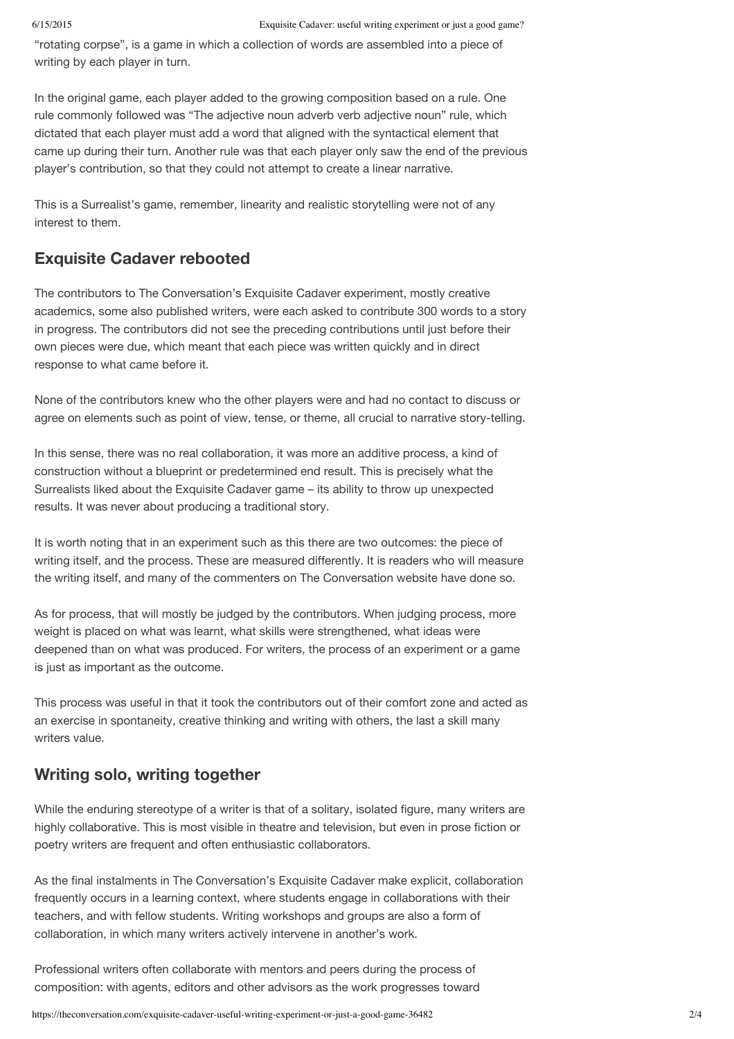"rotating corpse", is a game in which a collection of words are assembled into a piece of writing by each player in turn.

In the original game, each player added to the growing composition based on a rule. One rule commonly followed was "The adjective noun adverb verb adjective noun" rule, which dictated that each player must add a word that aligned with the syntactical element that came up during their turn. Another rule was that each player only saw the end of the previous player's contribution, so that they could not attempt to create a linear narrative.

This is a Surrealist's game, remember, linearity and realistic storytelling were not of any interest to them.

## Exquisite Cadaver rebooted

The contributors to The Conversation's Exquisite Cadaver experiment, mostly creative academics, some also published writers, were each asked to contribute 300 words to a story in progress. The contributors did not see the preceding contributions until just before their own pieces were due, which meant that each piece was written quickly and in direct response to what came before it.

None of the contributors knew who the other players were and had no contact to discuss or agree on elements such as point of view, tense, or theme, all crucial to narrative story-telling.

In this sense, there was no real collaboration, it was more an additive process, a kind of construction without a blueprint or predetermined end result. This is precisely what the Surrealists liked about the Exquisite Cadaver game – its ability to throw up unexpected results. It was never about producing a traditional story.

It is worth noting that in an experiment such as this there are two outcomes: the piece of writing itself, and the process. These are measured differently. It is readers who will measure the writing itself, and many of the commenters on The Conversation website have done so.

As for process, that will mostly be judged by the contributors. When judging process, more weight is placed on what was learnt, what skills were strengthened, what ideas were deepened than on what was produced. For writers, the process of an experiment or a game is just as important as the outcome.

This process was useful in that it took the contributors out of their comfort zone and acted as an exercise in spontaneity, creative thinking and writing with others, the last a skill many writers value.

## Writing solo, writing together

While the enduring stereotype of a writer is that of a solitary, isolated figure, many writers are highly collaborative. This is most visible in theatre and television, but even in prose fiction or poetry writers are frequent and often enthusiastic collaborators.

As the final instalments in The Conversation's Exquisite Cadaver make explicit, collaboration frequently occurs in a learning context, where students engage in collaborations with their teachers, and with fellow students. Writing workshops and groups are also a form of collaboration, in which many writers actively intervene in another's work.

Professional writers often collaborate with mentors and peers during the process of composition: with agents, editors and other advisors as the work progresses toward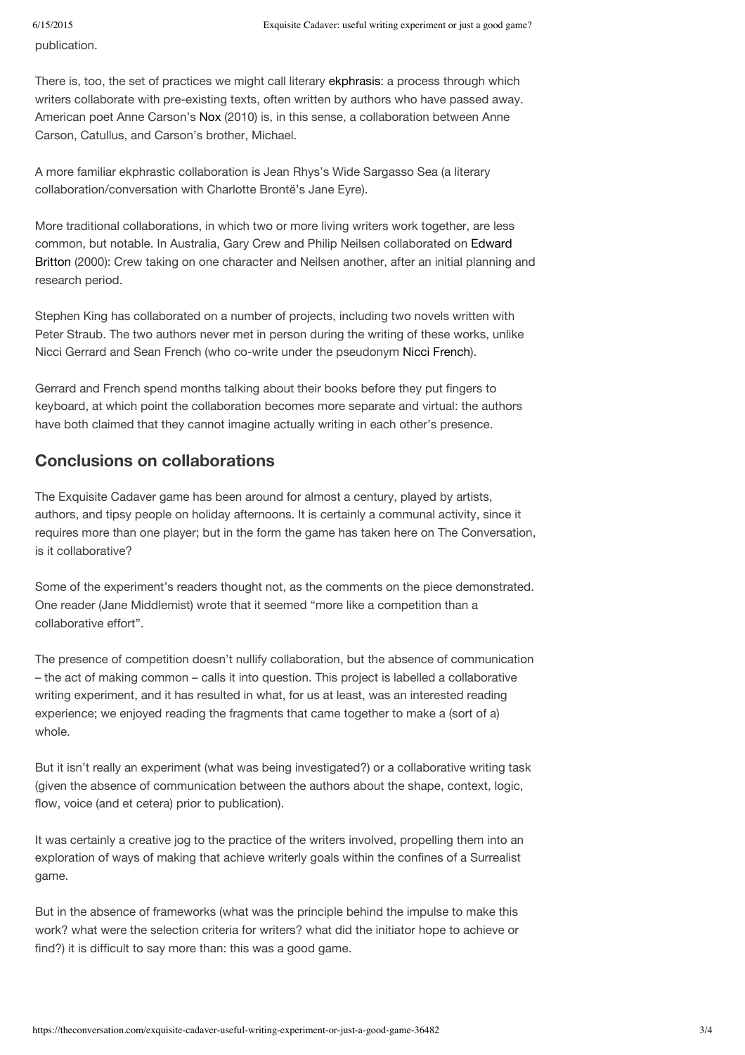publication.

There is, too, the set of practices we might call literary ekphrasis: a process through which writers collaborate with pre-existing texts, often written by authors who have passed away. American poet Anne Carson's Nox (2010) is, in this sense, a collaboration between Anne Carson, Catullus, and Carson's brother, Michael.

A more familiar ekphrastic collaboration is Jean Rhys's Wide Sargasso Sea (a literary collaboration/conversation with Charlotte Brontë's Jane Eyre).

More traditional collaborations, in which two or more living writers work together, are less common, but notable. In Australia, Gary Crew and Philip Neilsen collaborated on Edward Britton (2000): Crew taking on one character and Neilsen another, after an initial planning and research period.

Stephen King has collaborated on a number of projects, including two novels written with Peter Straub. The two authors never met in person during the writing of these works, unlike Nicci Gerrard and Sean French (who co-write under the pseudonym Nicci French).

Gerrard and French spend months talking about their books before they put fingers to keyboard, at which point the collaboration becomes more separate and virtual: the authors have both claimed that they cannot imagine actually writing in each other's presence.

## Conclusions on collaborations

The Exquisite Cadaver game has been around for almost a century, played by artists, authors, and tipsy people on holiday afternoons. It is certainly a communal activity, since it requires more than one player; but in the form the game has taken here on The Conversation, is it collaborative?

Some of the experiment's readers thought not, as the comments on the piece demonstrated. One reader (Jane Middlemist) wrote that it seemed "more like a competition than a collaborative effort".

The presence of competition doesn't nullify collaboration, but the absence of communication – the act of making common – calls it into question. This project is labelled a collaborative writing experiment, and it has resulted in what, for us at least, was an interested reading experience; we enjoyed reading the fragments that came together to make a (sort of a) whole.

But it isn't really an experiment (what was being investigated?) or a collaborative writing task (given the absence of communication between the authors about the shape, context, logic, flow, voice (and et cetera) prior to publication).

It was certainly a creative jog to the practice of the writers involved, propelling them into an exploration of ways of making that achieve writerly goals within the confines of a Surrealist game.

But in the absence of frameworks (what was the principle behind the impulse to make this work? what were the selection criteria for writers? what did the initiator hope to achieve or find?) it is difficult to say more than: this was a good game.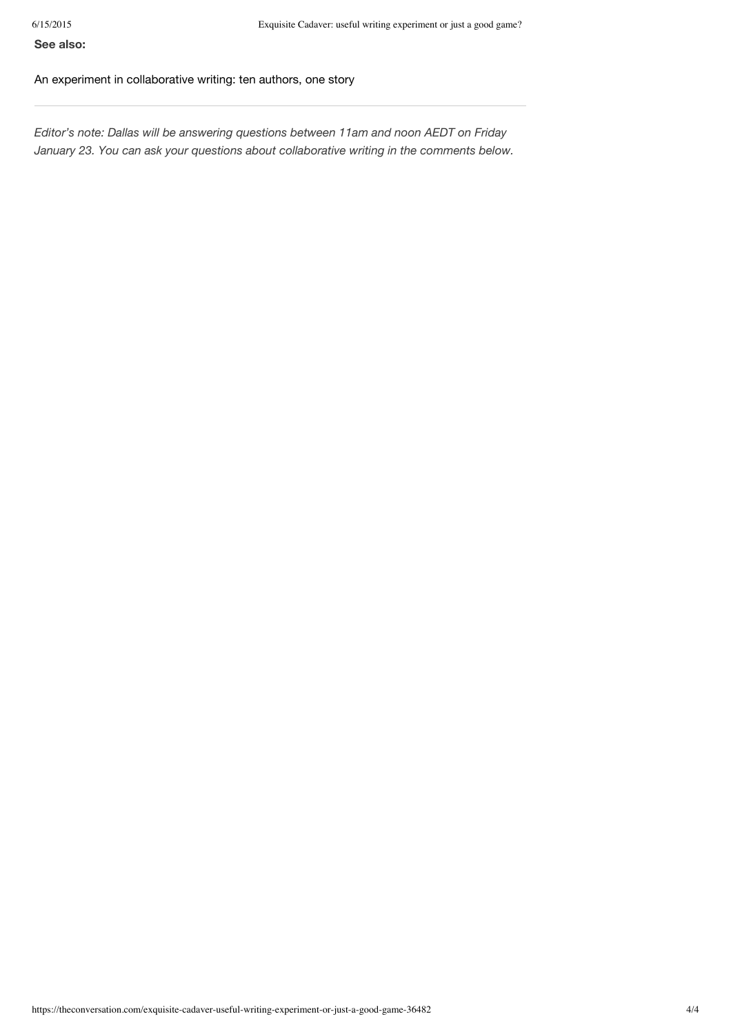**See also:**

An experiment in collaborative writing: ten authors, one story

---

*Editor's note: Dallas will be answering questions between 11am and noon AEDT on Friday January 23. You can ask your questions about collaborative writing in the comments below.*